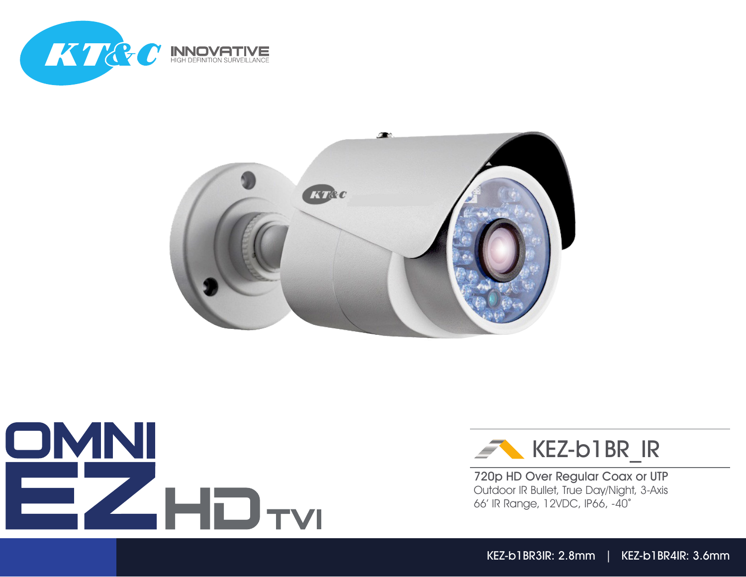KT&C INNOVATIVE
HIGH DEFINITION SURVEILLANCE

# OMNI EZ HD TVI

## KEZ-b1BR_IR

**720p HD Over Regular Coax or UTP**

Outdoor IR Bullet, True Day/Night, 3-Axis
66' IR Range, 12VDC, IP66, -40˚

KEZ-b1BR3IR: 2.8mm | KEZ-b1BR4IR: 3.6mm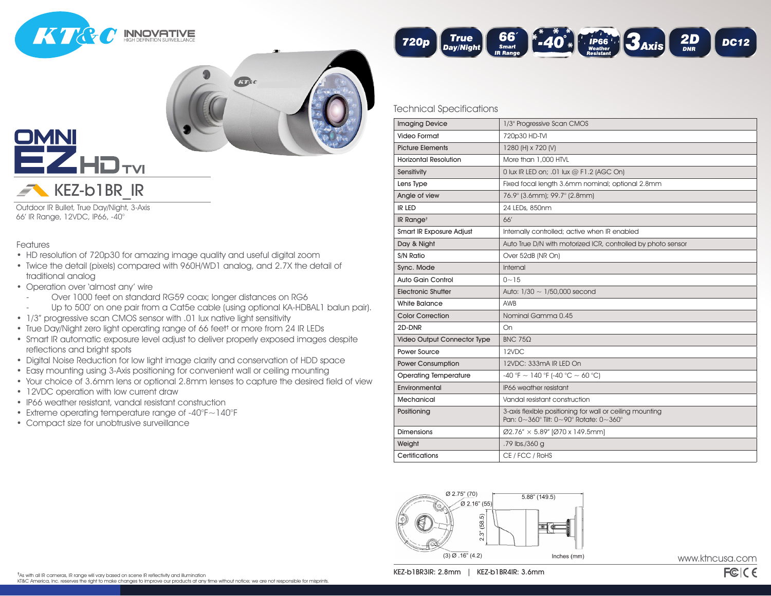KT&C INNOVATIVE HIGH DEFINITION SURVEILLANCE

720p | True Day/Night | 66' Smart IR Range | -40° | IP66 Weather Resistant | 3Axis | 2D DNR | DC12

# OMNI EZ HD TVI

## KEZ-b1BR_IR

Outdoor IR Bullet, True Day/Night, 3-Axis
66' IR Range, 12VDC, IP66, -40°

### Features

- HD resolution of 720p30 for amazing image quality and useful digital zoom
- Twice the detail (pixels) compared with 960H/WD1 analog, and 2.7X the detail of traditional analog
- Operation over 'almost any' wire
  - Over 1000 feet on standard RG59 coax; longer distances on RG6
  - Up to 500' on one pair from a Cat5e cable (using optional KA-HDBAL1 balun pair).
- 1/3" progressive scan CMOS sensor with .01 lux native light sensitivity
- True Day/Night zero light operating range of 66 feet† or more from 24 IR LEDs
- Smart IR automatic exposure level adjust to deliver properly exposed images despite reflections and bright spots
- Digital Noise Reduction for low light image clarity and conservation of HDD space
- Easy mounting using 3-Axis positioning for convenient wall or ceiling mounting
- Your choice of 3.6mm lens or optional 2.8mm lenses to capture the desired field of view
- 12VDC operation with low current draw
- IP66 weather resistant, vandal resistant construction
- Extreme operating temperature range of -40°F~140°F
- Compact size for unobtrusive surveillance

### Technical Specifications

| | |
|---|---|
| Imaging Device | 1/3" Progressive Scan CMOS |
| Video Format | 720p30 HD-TVI |
| Picture Elements | 1280 (H) x 720 (V) |
| Horizontal Resolution | More than 1,000 HTVL |
| Sensitivity | 0 lux IR LED on; .01 lux @ F1.2 (AGC On) |
| Lens Type | Fixed focal length 3.6mm nominal; optional 2.8mm |
| Angle of view | 76.9° (3.6mm); 99.7° (2.8mm) |
| IR LED | 24 LEDs, 850nm |
| IR Range† | 66' |
| Smart IR Exposure Adjust | Internally controlled; active when IR enabled |
| Day & Night | Auto True D/N with motorized ICR, controlled by photo sensor |
| S/N Ratio | Over 52dB (NR On) |
| Sync. Mode | Internal |
| Auto Gain Control | 0~15 |
| Electronic Shutter | Auto: 1/30 ~ 1/50,000 second |
| White Balance | AWB |
| Color Correction | Nominal Gamma 0.45 |
| 2D-DNR | On |
| Video Output Connector Type | BNC 75Ω |
| Power Source | 12VDC |
| Power Consumption | 12VDC: 333mA IR LED On |
| Operating Temperature | -40 °F ~ 140 °F (-40 °C ~ 60 °C) |
| Environmental | IP66 weather resistant |
| Mechanical | Vandal resistant construction |
| Positioning | 3-axis flexible positioning for wall or ceiling mounting<br>Pan: 0~360° Tilt: 0~90° Rotate: 0~360° |
| Dimensions | Ø2.76" × 5.89" [Ø70 x 149.5mm] |
| Weight | .79 lbs./360 g |
| Certifications | CE / FCC / RoHS |

Ø 2.75" (70)
Ø 2.16" (55)
2.3" (58.5)
(3) Ø .16" (4.2)
5.88" (149.5)
Inches (mm)

KEZ-b1BR3IR: 2.8mm | KEZ-b1BR4IR: 3.6mm

www.ktncusa.com

†As with all IR cameras, IR range will vary based on scene IR reflectivity and illumination
KT&C America, Inc. reserves the right to make changes to improve our products at any time without notice; we are not responsible for misprints.